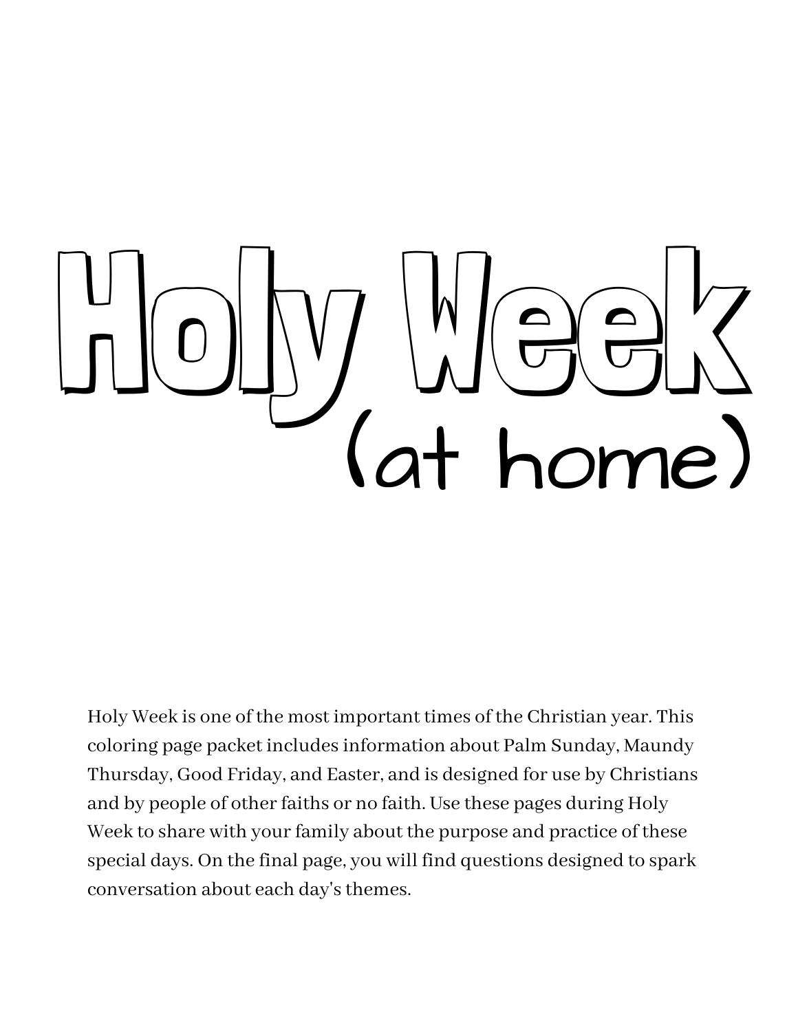# Holy Week

## (at home)

Holy Week is one of the most important times of the Christian year. This coloring page packet includes information about Palm Sunday, Maundy Thursday, Good Friday, and Easter, and is designed for use by Christians and by people of other faiths or no faith. Use these pages during Holy Week to share with your family about the purpose and practice of these special days. On the final page, you will find questions designed to spark conversation about each day's themes.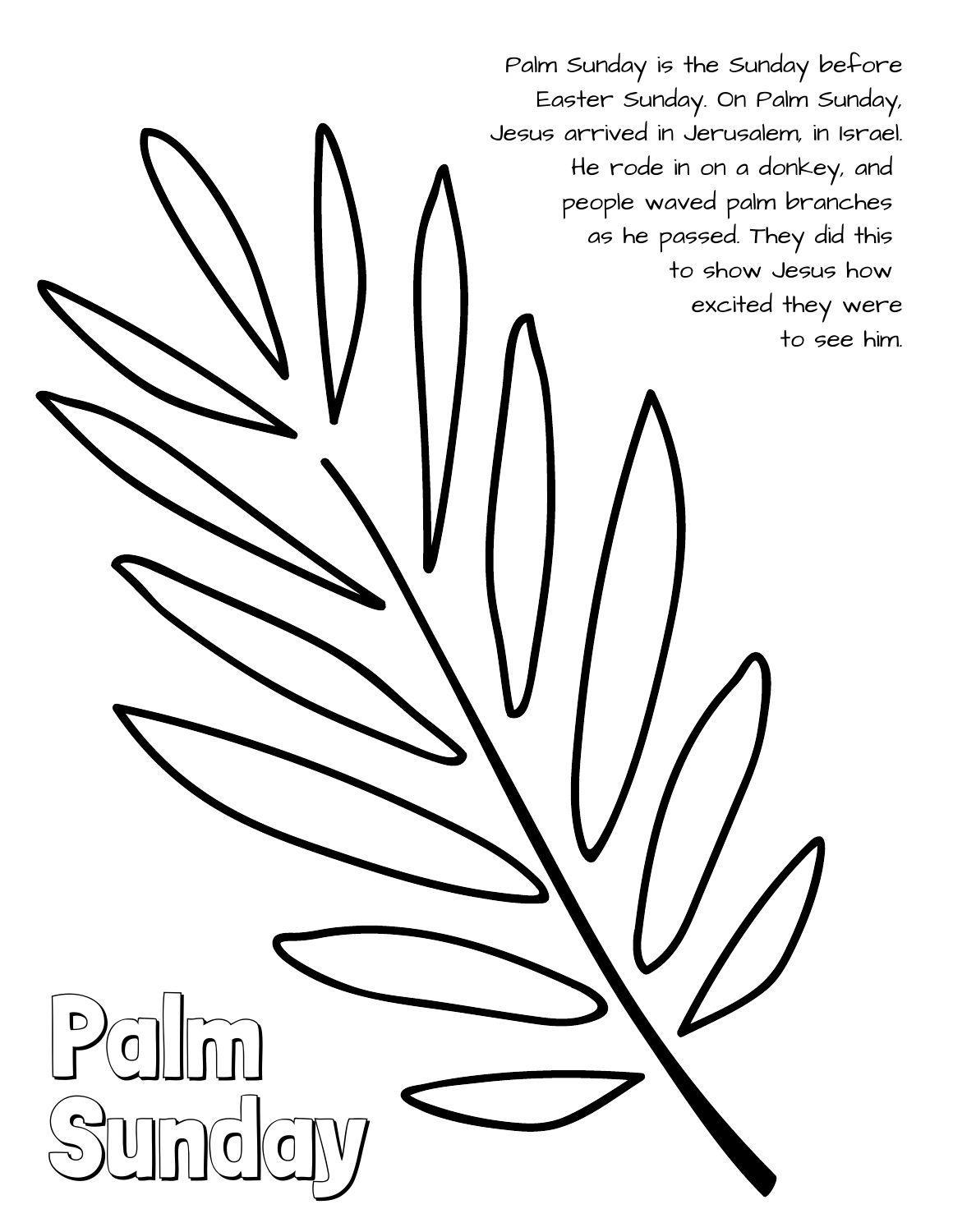Palm Sunday is the Sunday before Easter Sunday. On Palm Sunday, Jesus arrived in Jerusalem, in Israel. He rode in on a donkey, and people waved palm branches as he passed. They did this to show Jesus how excited they were to see him.

# Palm Sunday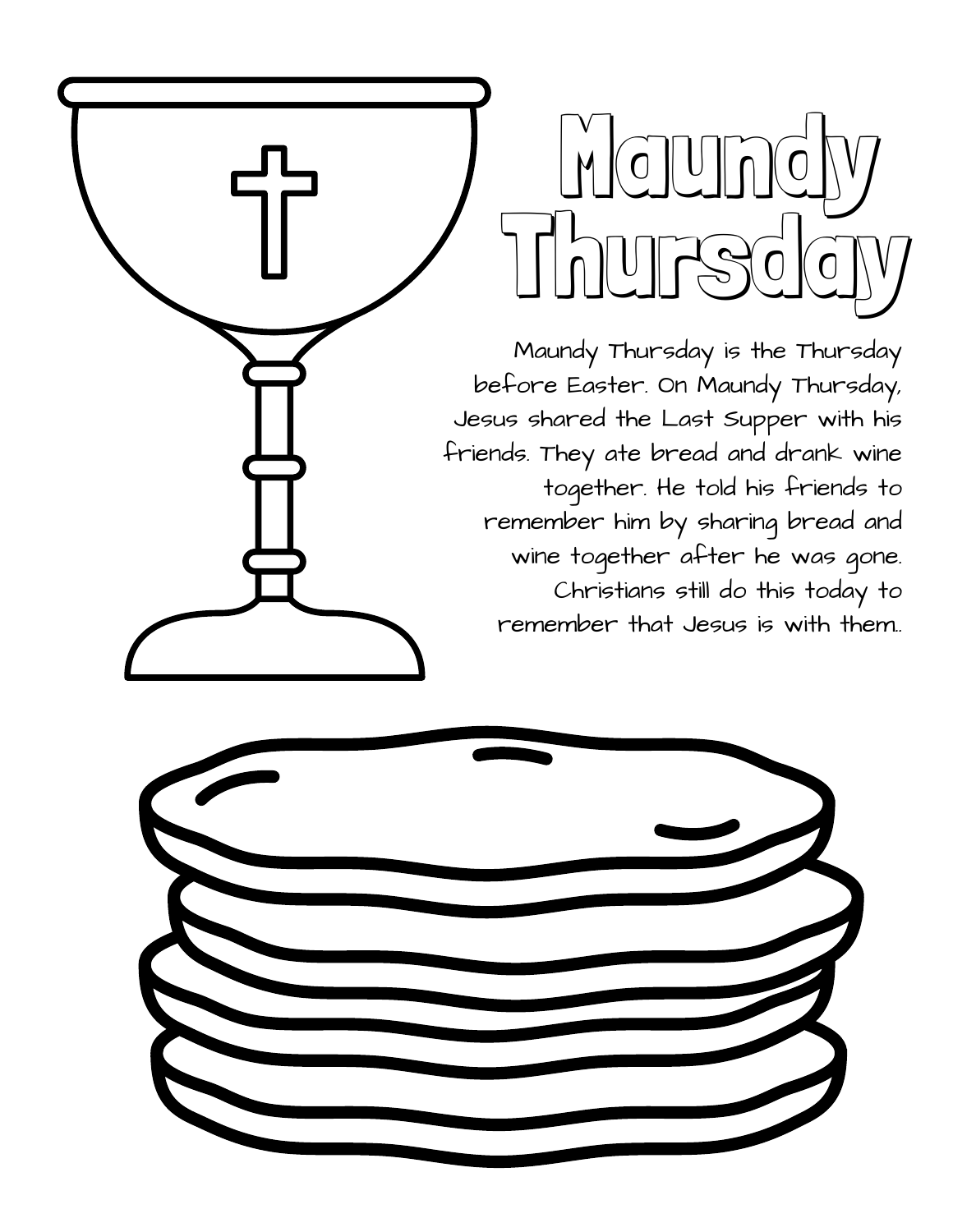# Maundy Thursday

Maundy Thursday is the Thursday before Easter. On Maundy Thursday, Jesus shared the Last Supper with his friends. They ate bread and drank wine together. He told his friends to remember him by sharing bread and wine together after he was gone. Christians still do this today to remember that Jesus is with them..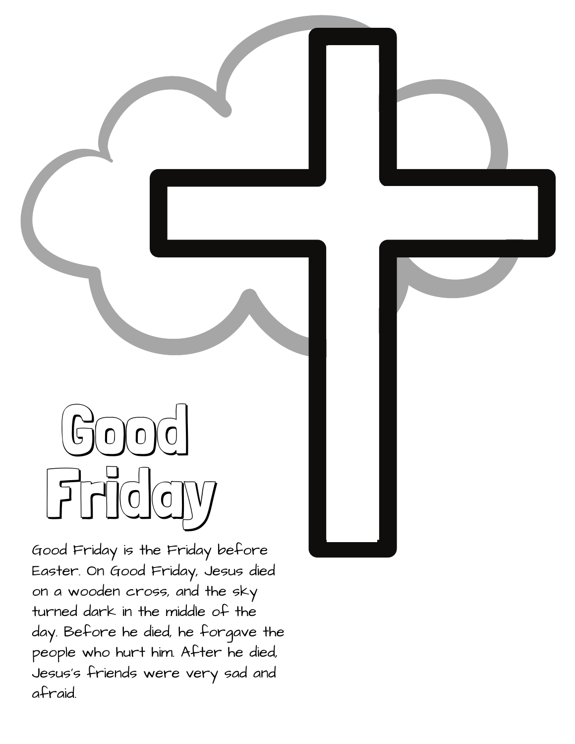# Good Friday

Good Friday is the Friday before Easter. On Good Friday, Jesus died on a wooden cross, and the sky turned dark in the middle of the day. Before he died, he forgave the people who hurt him. After he died, Jesus's friends were very sad and afraid.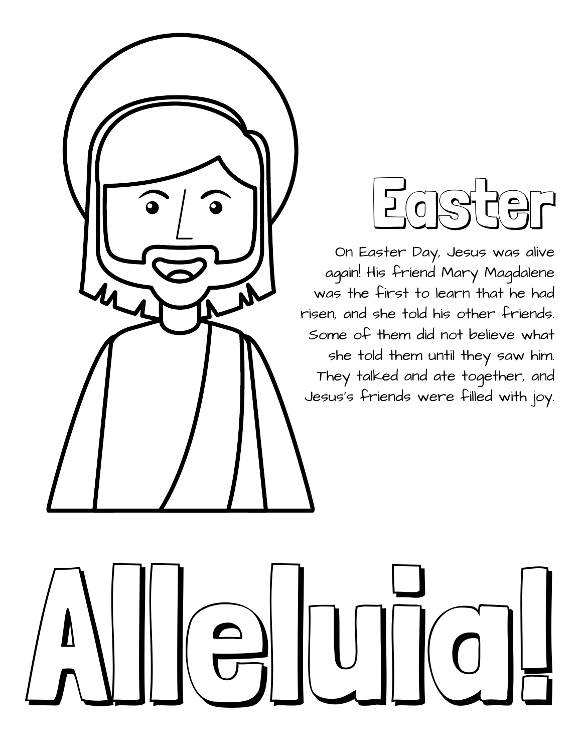# Easter

On Easter Day, Jesus was alive again! His friend Mary Magdalene was the first to learn that he had risen, and she told his other friends. Some of them did not believe what she told them until they saw him. They talked and ate together, and Jesus's friends were filled with joy.

# Alleluia!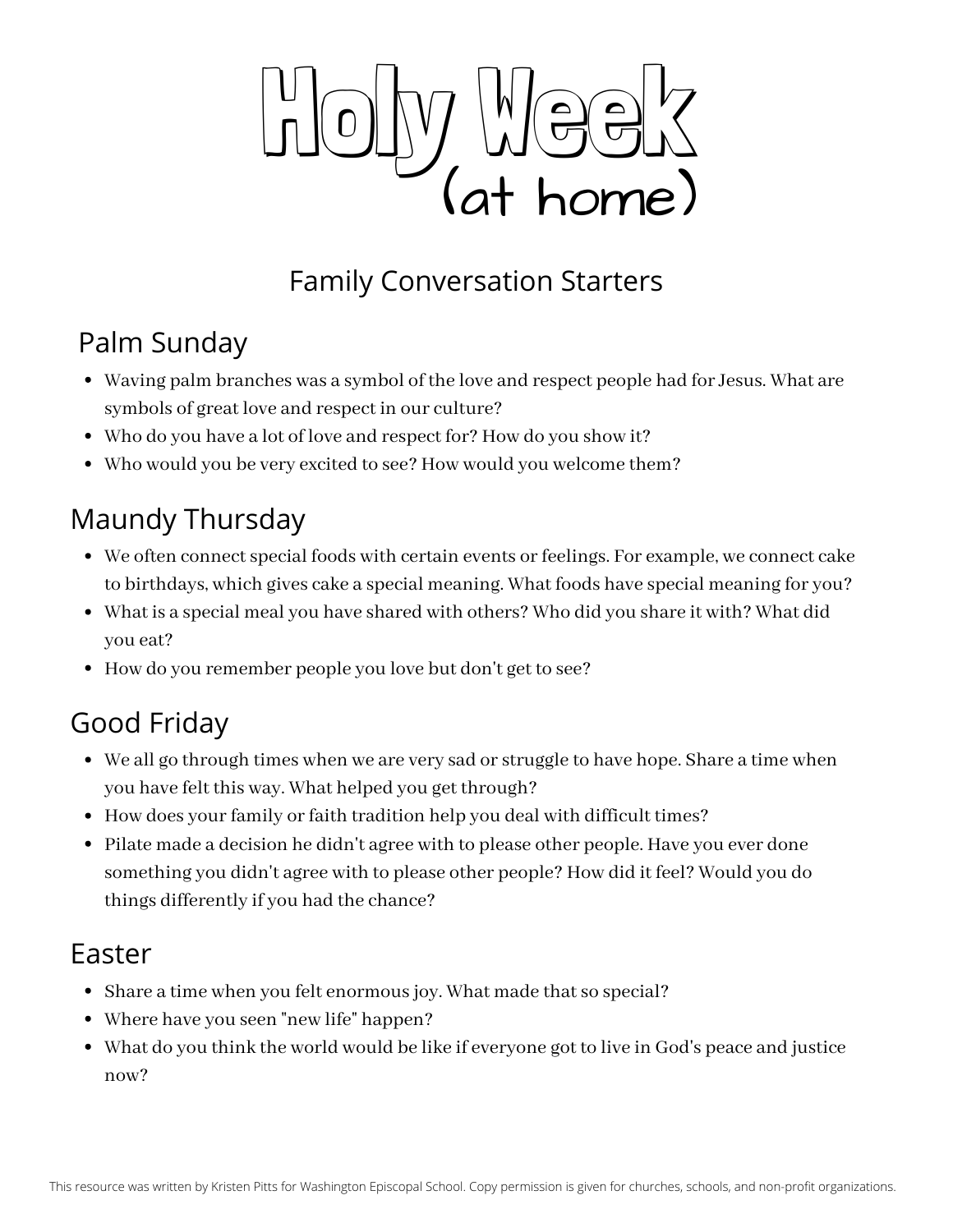# Holy Week (at home)

## Family Conversation Starters

### Palm Sunday

- Waving palm branches was a symbol of the love and respect people had for Jesus. What are symbols of great love and respect in our culture?
- Who do you have a lot of love and respect for? How do you show it?
- Who would you be very excited to see? How would you welcome them?

### Maundy Thursday

- We often connect special foods with certain events or feelings. For example, we connect cake to birthdays, which gives cake a special meaning. What foods have special meaning for you?
- What is a special meal you have shared with others? Who did you share it with? What did you eat?
- How do you remember people you love but don't get to see?

### Good Friday

- We all go through times when we are very sad or struggle to have hope. Share a time when you have felt this way. What helped you get through?
- How does your family or faith tradition help you deal with difficult times?
- Pilate made a decision he didn't agree with to please other people. Have you ever done something you didn't agree with to please other people? How did it feel? Would you do things differently if you had the chance?

### Easter

- Share a time when you felt enormous joy. What made that so special?
- Where have you seen "new life" happen?
- What do you think the world would be like if everyone got to live in God's peace and justice now?

This resource was written by Kristen Pitts for Washington Episcopal School. Copy permission is given for churches, schools, and non-profit organizations.